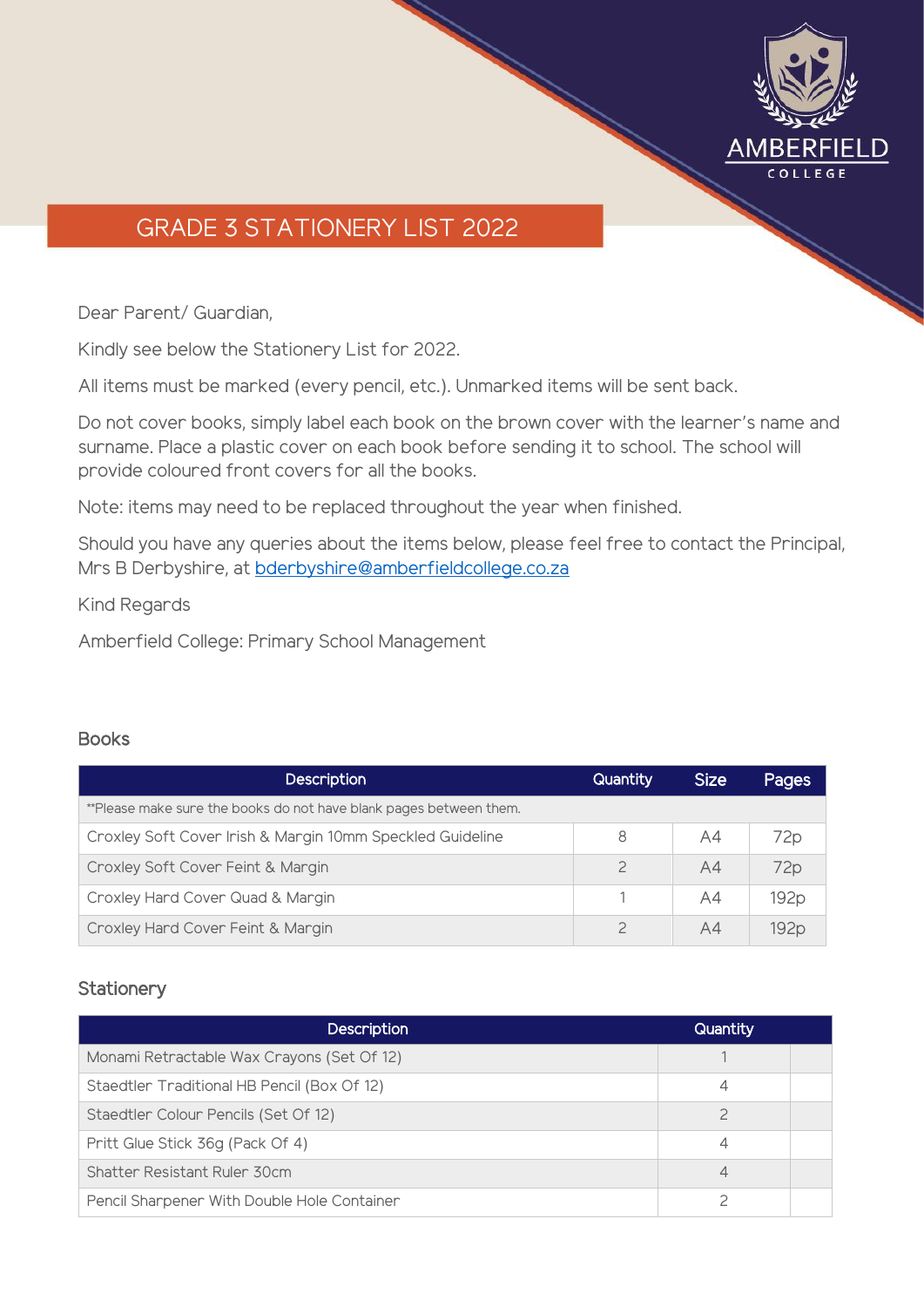AMBERFIELD COLLEGE

# GRADE 3 STATIONERY LIST 2022

Dear Parent/ Guardian,

Kindly see below the Stationery List for 2022.

All items must be marked (every pencil, etc.). Unmarked items will be sent back.

Do not cover books, simply label each book on the brown cover with the learner's name and surname. Place a plastic cover on each book before sending it to school. The school will provide coloured front covers for all the books.

Note: items may need to be replaced throughout the year when finished.

Should you have any queries about the items below, please feel free to contact the Principal, Mrs B Derbyshire, at bderbyshire@amberfieldcollege.co.za

Kind Regards

Amberfield College: Primary School Management

## Books

| Description | Quantity | Size | Pages |
| --- | --- | --- | --- |
| **Please make sure the books do not have blank pages between them. | | | |
| Croxley Soft Cover Irish & Margin 10mm Speckled Guideline | 8 | A4 | 72p |
| Croxley Soft Cover Feint & Margin | 2 | A4 | 72p |
| Croxley Hard Cover Quad & Margin | 1 | A4 | 192p |
| Croxley Hard Cover Feint & Margin | 2 | A4 | 192p |

## Stationery

| Description | Quantity | |
| --- | --- | --- |
| Monami Retractable Wax Crayons (Set Of 12) | 1 | |
| Staedtler Traditional HB Pencil (Box Of 12) | 4 | |
| Staedtler Colour Pencils (Set Of 12) | 2 | |
| Pritt Glue Stick 36g (Pack Of 4) | 4 | |
| Shatter Resistant Ruler 30cm | 4 | |
| Pencil Sharpener With Double Hole Container | 2 | |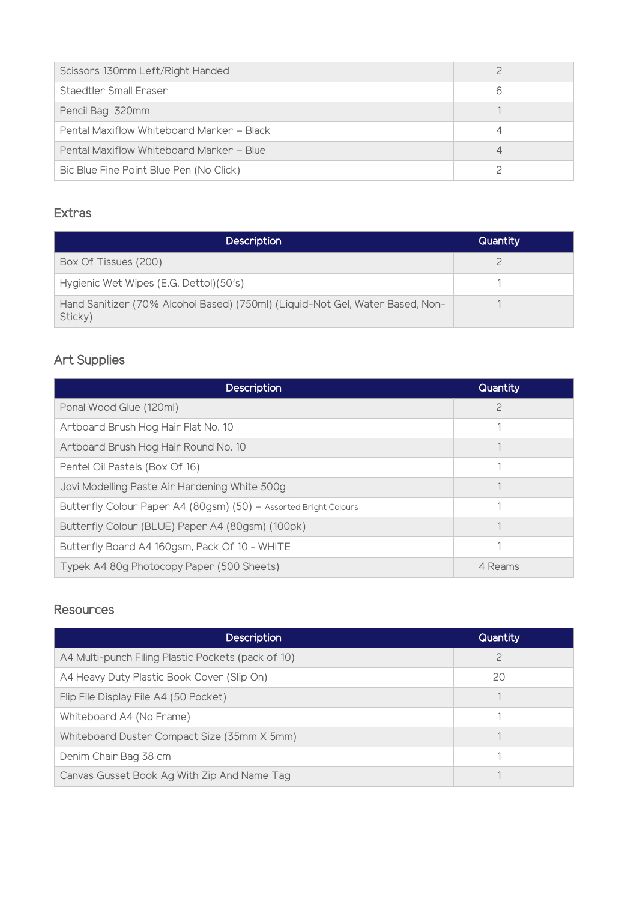| | | |
|---|---|---|
| Scissors 130mm Left/Right Handed | 2 | |
| Staedtler Small Eraser | 6 | |
| Pencil Bag  320mm | 1 | |
| Pental Maxiflow Whiteboard Marker – Black | 4 | |
| Pental Maxiflow Whiteboard Marker – Blue | 4 | |
| Bic Blue Fine Point Blue Pen (No Click) | 2 | |

## Extras

| Description | Quantity | |
|---|---|---|
| Box Of Tissues (200) | 2 | |
| Hygienic Wet Wipes (E.G. Dettol)(50's) | 1 | |
| Hand Sanitizer (70% Alcohol Based) (750ml) (Liquid-Not Gel, Water Based, Non-Sticky) | 1 | |

## Art Supplies

| Description | Quantity | |
|---|---|---|
| Ponal Wood Glue (120ml) | 2 | |
| Artboard Brush Hog Hair Flat No. 10 | 1 | |
| Artboard Brush Hog Hair Round No. 10 | 1 | |
| Pentel Oil Pastels (Box Of 16) | 1 | |
| Jovi Modelling Paste Air Hardening White 500g | 1 | |
| Butterfly Colour Paper A4 (80gsm) (50) – Assorted Bright Colours | 1 | |
| Butterfly Colour (BLUE) Paper A4 (80gsm) (100pk) | 1 | |
| Butterfly Board A4 160gsm, Pack Of 10 - WHITE | 1 | |
| Typek A4 80g Photocopy Paper (500 Sheets) | 4 Reams | |

## Resources

| Description | Quantity | |
|---|---|---|
| A4 Multi-punch Filing Plastic Pockets (pack of 10) | 2 | |
| A4 Heavy Duty Plastic Book Cover (Slip On) | 20 | |
| Flip File Display File A4 (50 Pocket) | 1 | |
| Whiteboard A4 (No Frame) | 1 | |
| Whiteboard Duster Compact Size (35mm X 5mm) | 1 | |
| Denim Chair Bag 38 cm | 1 | |
| Canvas Gusset Book Ag With Zip And Name Tag | 1 | |